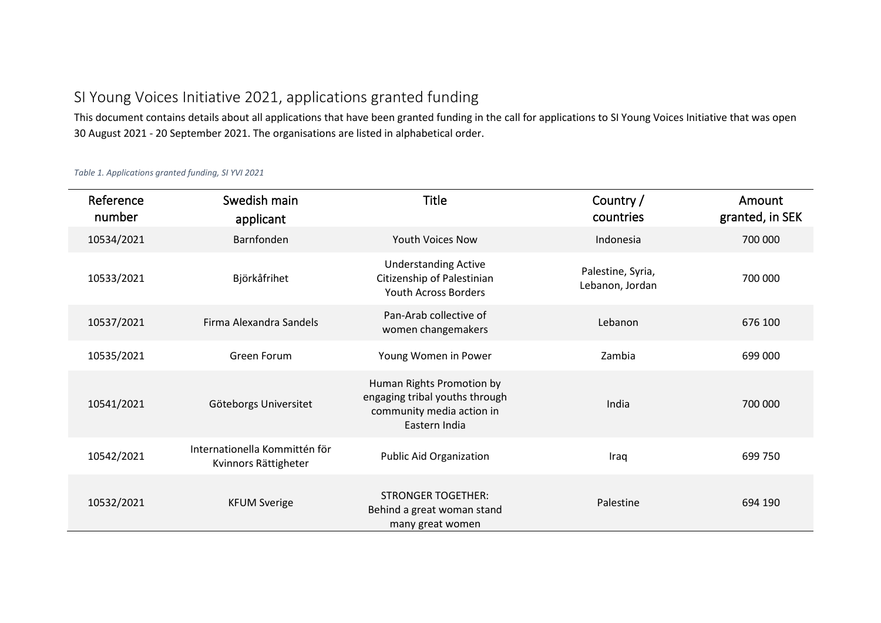# SI Young Voices Initiative 2021, applications granted funding

This document contains details about all applications that have been granted funding in the call for applications to SI Young Voices Initiative that was open 30 August 2021 - 20 September 2021. The organisations are listed in alphabetical order.

*Table 1. Applications granted funding, SI YVI 2021*

| Reference number | Swedish main applicant | Title | Country / countries | Amount granted, in SEK |
|---|---|---|---|---|
| 10534/2021 | Barnfonden | Youth Voices Now | Indonesia | 700 000 |
| 10533/2021 | Björkåfrihet | Understanding Active Citizenship of Palestinian Youth Across Borders | Palestine, Syria, Lebanon, Jordan | 700 000 |
| 10537/2021 | Firma Alexandra Sandels | Pan-Arab collective of women changemakers | Lebanon | 676 100 |
| 10535/2021 | Green Forum | Young Women in Power | Zambia | 699 000 |
| 10541/2021 | Göteborgs Universitet | Human Rights Promotion by engaging tribal youths through community media action in Eastern India | India | 700 000 |
| 10542/2021 | Internationella Kommittén för Kvinnors Rättigheter | Public Aid Organization | Iraq | 699 750 |
| 10532/2021 | KFUM Sverige | STRONGER TOGETHER: Behind a great woman stand many great women | Palestine | 694 190 |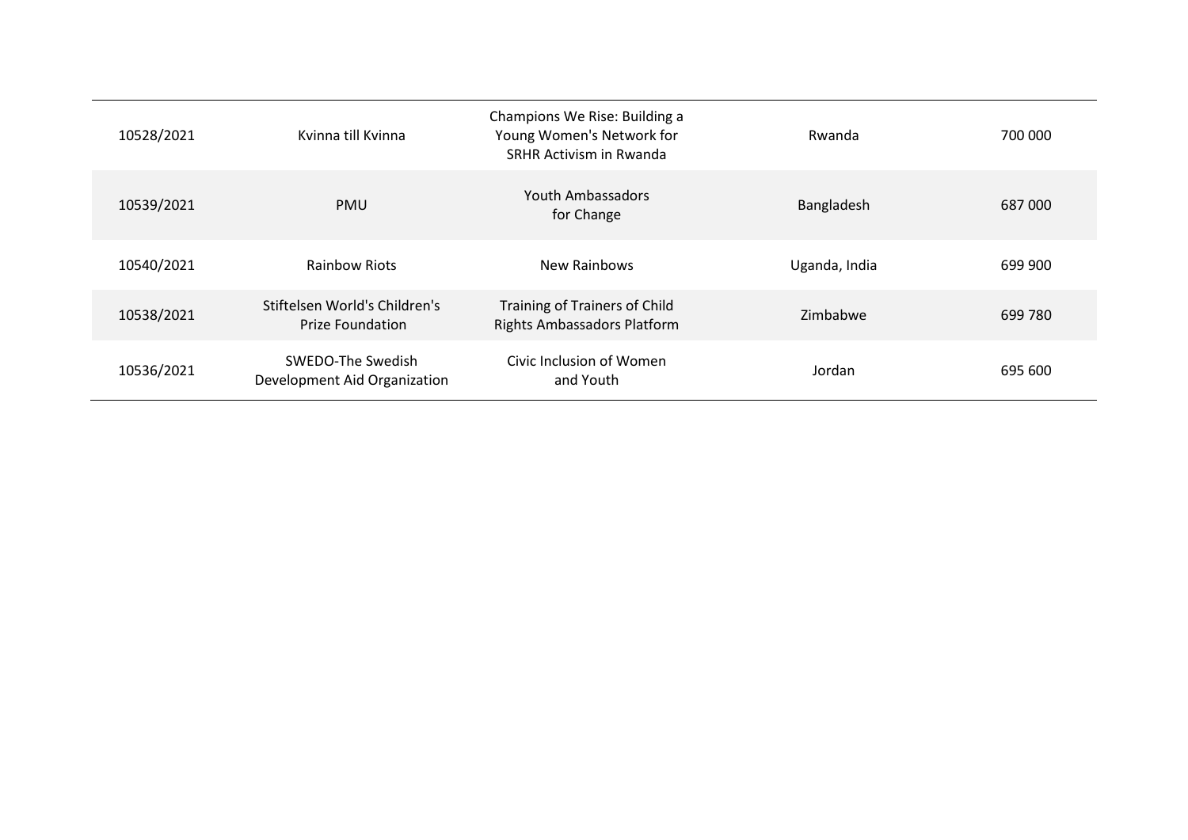| | | | | |
|---|---|---|---|---|
| 10528/2021 | Kvinna till Kvinna | Champions We Rise: Building a Young Women's Network for SRHR Activism in Rwanda | Rwanda | 700 000 |
| 10539/2021 | PMU | Youth Ambassadors for Change | Bangladesh | 687 000 |
| 10540/2021 | Rainbow Riots | New Rainbows | Uganda, India | 699 900 |
| 10538/2021 | Stiftelsen World's Children's Prize Foundation | Training of Trainers of Child Rights Ambassadors Platform | Zimbabwe | 699 780 |
| 10536/2021 | SWEDO-The Swedish Development Aid Organization | Civic Inclusion of Women and Youth | Jordan | 695 600 |